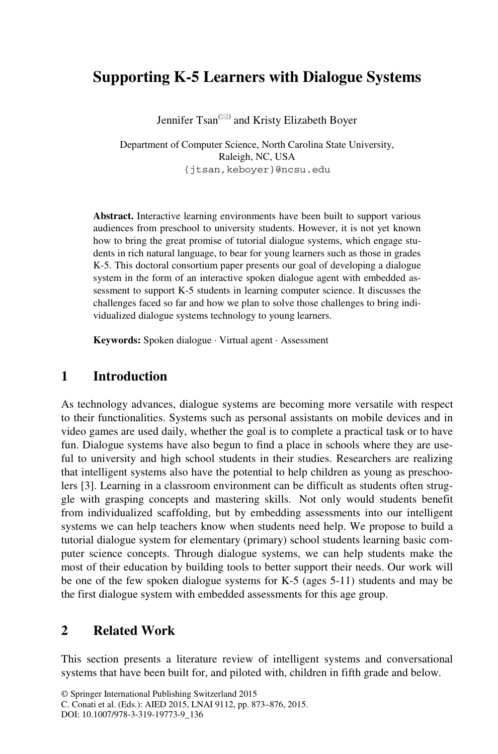# Supporting K-5 Learners with Dialogue Systems

Jennifer Tsan (✉) and Kristy Elizabeth Boyer

Department of Computer Science, North Carolina State University, Raleigh, NC, USA
{jtsan,keboyer}@ncsu.edu

**Abstract.** Interactive learning environments have been built to support various audiences from preschool to university students. However, it is not yet known how to bring the great promise of tutorial dialogue systems, which engage students in rich natural language, to bear for young learners such as those in grades K-5. This doctoral consortium paper presents our goal of developing a dialogue system in the form of an interactive spoken dialogue agent with embedded assessment to support K-5 students in learning computer science. It discusses the challenges faced so far and how we plan to solve those challenges to bring individualized dialogue systems technology to young learners.

**Keywords:** Spoken dialogue · Virtual agent · Assessment

## 1 Introduction

As technology advances, dialogue systems are becoming more versatile with respect to their functionalities. Systems such as personal assistants on mobile devices and in video games are used daily, whether the goal is to complete a practical task or to have fun. Dialogue systems have also begun to find a place in schools where they are useful to university and high school students in their studies. Researchers are realizing that intelligent systems also have the potential to help children as young as preschoolers [3]. Learning in a classroom environment can be difficult as students often struggle with grasping concepts and mastering skills. Not only would students benefit from individualized scaffolding, but by embedding assessments into our intelligent systems we can help teachers know when students need help. We propose to build a tutorial dialogue system for elementary (primary) school students learning basic computer science concepts. Through dialogue systems, we can help students make the most of their education by building tools to better support their needs. Our work will be one of the few spoken dialogue systems for K-5 (ages 5-11) students and may be the first dialogue system with embedded assessments for this age group.

## 2 Related Work

This section presents a literature review of intelligent systems and conversational systems that have been built for, and piloted with, children in fifth grade and below.

© Springer International Publishing Switzerland 2015
C. Conati et al. (Eds.): AIED 2015, LNAI 9112, pp. 873–876, 2015.
DOI: 10.1007/978-3-319-19773-9_136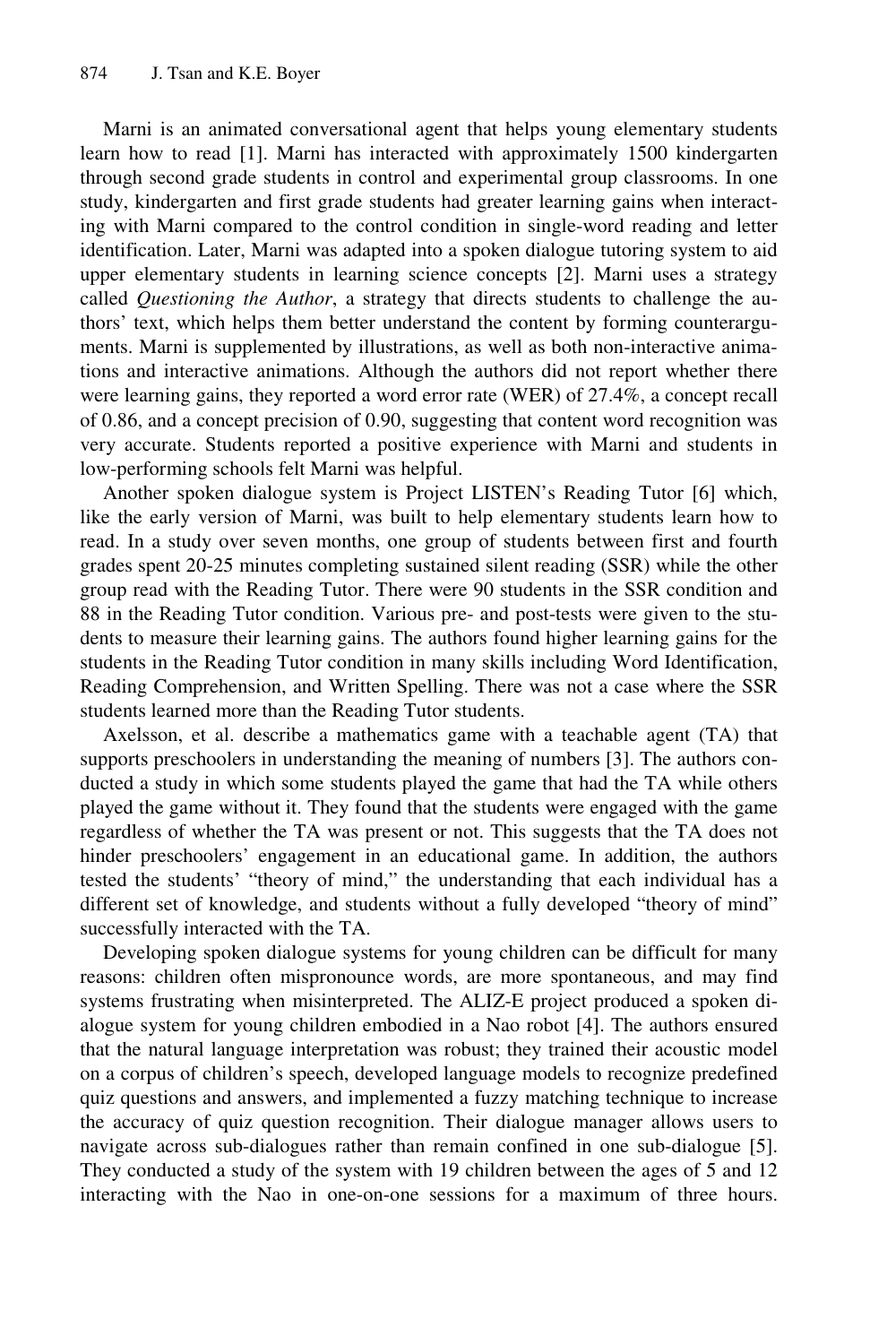Marni is an animated conversational agent that helps young elementary students learn how to read [1]. Marni has interacted with approximately 1500 kindergarten through second grade students in control and experimental group classrooms. In one study, kindergarten and first grade students had greater learning gains when interacting with Marni compared to the control condition in single-word reading and letter identification. Later, Marni was adapted into a spoken dialogue tutoring system to aid upper elementary students in learning science concepts [2]. Marni uses a strategy called *Questioning the Author*, a strategy that directs students to challenge the authors' text, which helps them better understand the content by forming counterarguments. Marni is supplemented by illustrations, as well as both non-interactive animations and interactive animations. Although the authors did not report whether there were learning gains, they reported a word error rate (WER) of 27.4%, a concept recall of 0.86, and a concept precision of 0.90, suggesting that content word recognition was very accurate. Students reported a positive experience with Marni and students in low-performing schools felt Marni was helpful.

Another spoken dialogue system is Project LISTEN's Reading Tutor [6] which, like the early version of Marni, was built to help elementary students learn how to read. In a study over seven months, one group of students between first and fourth grades spent 20-25 minutes completing sustained silent reading (SSR) while the other group read with the Reading Tutor. There were 90 students in the SSR condition and 88 in the Reading Tutor condition. Various pre- and post-tests were given to the students to measure their learning gains. The authors found higher learning gains for the students in the Reading Tutor condition in many skills including Word Identification, Reading Comprehension, and Written Spelling. There was not a case where the SSR students learned more than the Reading Tutor students.

Axelsson, et al. describe a mathematics game with a teachable agent (TA) that supports preschoolers in understanding the meaning of numbers [3]. The authors conducted a study in which some students played the game that had the TA while others played the game without it. They found that the students were engaged with the game regardless of whether the TA was present or not. This suggests that the TA does not hinder preschoolers' engagement in an educational game. In addition, the authors tested the students' "theory of mind," the understanding that each individual has a different set of knowledge, and students without a fully developed "theory of mind" successfully interacted with the TA.

Developing spoken dialogue systems for young children can be difficult for many reasons: children often mispronounce words, are more spontaneous, and may find systems frustrating when misinterpreted. The ALIZ-E project produced a spoken dialogue system for young children embodied in a Nao robot [4]. The authors ensured that the natural language interpretation was robust; they trained their acoustic model on a corpus of children's speech, developed language models to recognize predefined quiz questions and answers, and implemented a fuzzy matching technique to increase the accuracy of quiz question recognition. Their dialogue manager allows users to navigate across sub-dialogues rather than remain confined in one sub-dialogue [5]. They conducted a study of the system with 19 children between the ages of 5 and 12 interacting with the Nao in one-on-one sessions for a maximum of three hours.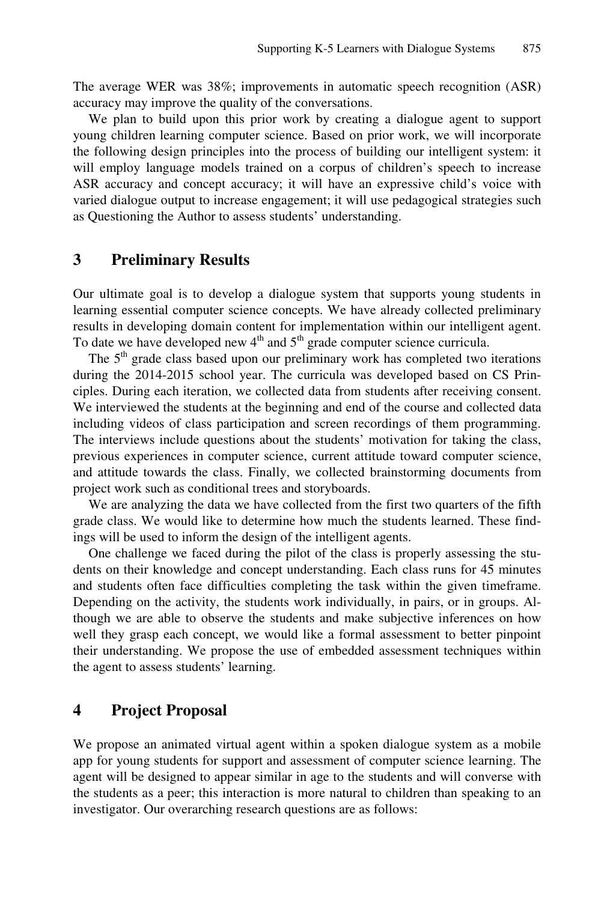The average WER was 38%; improvements in automatic speech recognition (ASR) accuracy may improve the quality of the conversations.

We plan to build upon this prior work by creating a dialogue agent to support young children learning computer science. Based on prior work, we will incorporate the following design principles into the process of building our intelligent system: it will employ language models trained on a corpus of children's speech to increase ASR accuracy and concept accuracy; it will have an expressive child's voice with varied dialogue output to increase engagement; it will use pedagogical strategies such as Questioning the Author to assess students' understanding.

## 3 Preliminary Results

Our ultimate goal is to develop a dialogue system that supports young students in learning essential computer science concepts. We have already collected preliminary results in developing domain content for implementation within our intelligent agent. To date we have developed new 4th and 5th grade computer science curricula.

The 5th grade class based upon our preliminary work has completed two iterations during the 2014-2015 school year. The curricula was developed based on CS Principles. During each iteration, we collected data from students after receiving consent. We interviewed the students at the beginning and end of the course and collected data including videos of class participation and screen recordings of them programming. The interviews include questions about the students' motivation for taking the class, previous experiences in computer science, current attitude toward computer science, and attitude towards the class. Finally, we collected brainstorming documents from project work such as conditional trees and storyboards.

We are analyzing the data we have collected from the first two quarters of the fifth grade class. We would like to determine how much the students learned. These findings will be used to inform the design of the intelligent agents.

One challenge we faced during the pilot of the class is properly assessing the students on their knowledge and concept understanding. Each class runs for 45 minutes and students often face difficulties completing the task within the given timeframe. Depending on the activity, the students work individually, in pairs, or in groups. Although we are able to observe the students and make subjective inferences on how well they grasp each concept, we would like a formal assessment to better pinpoint their understanding. We propose the use of embedded assessment techniques within the agent to assess students' learning.

## 4 Project Proposal

We propose an animated virtual agent within a spoken dialogue system as a mobile app for young students for support and assessment of computer science learning. The agent will be designed to appear similar in age to the students and will converse with the students as a peer; this interaction is more natural to children than speaking to an investigator. Our overarching research questions are as follows: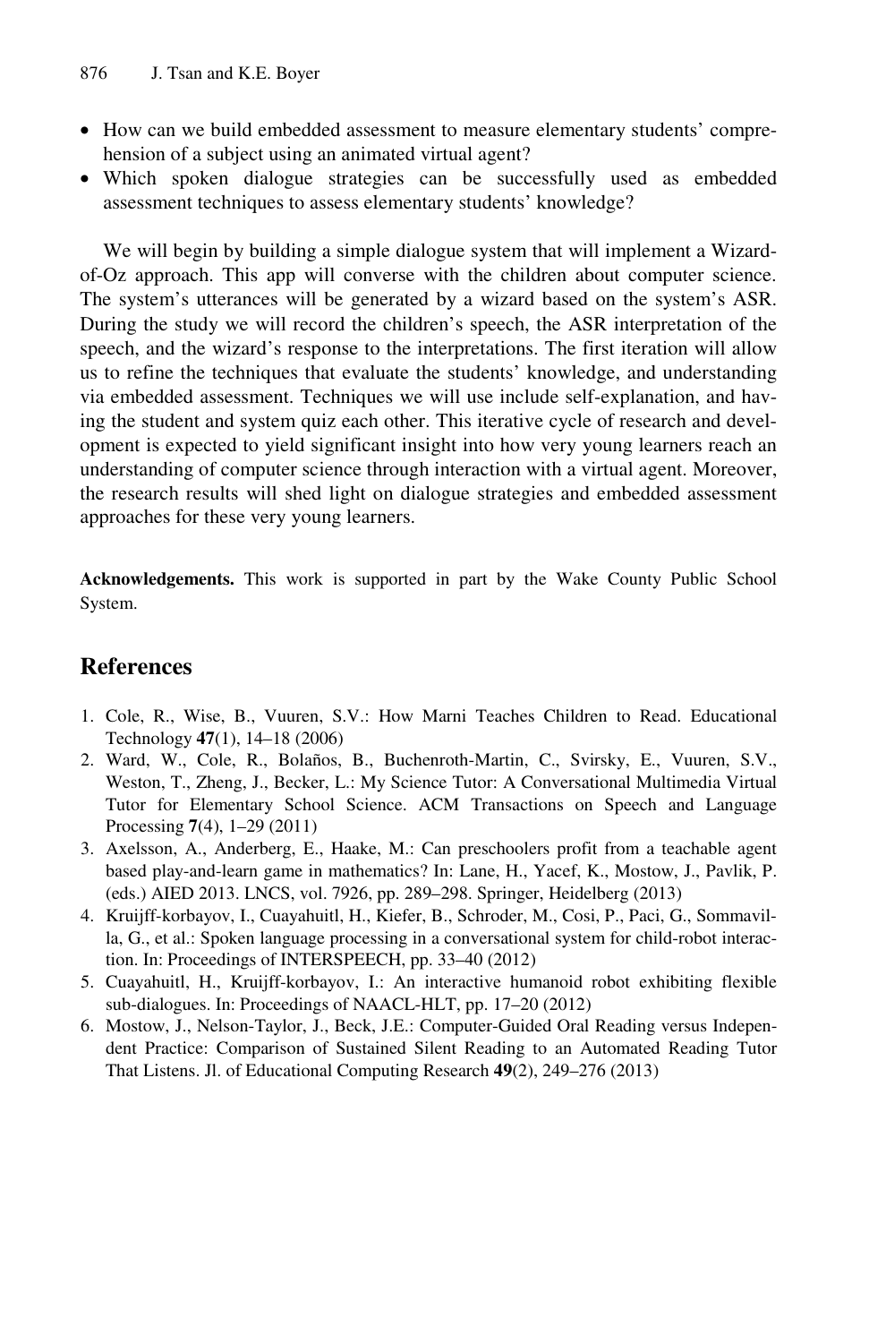- How can we build embedded assessment to measure elementary students' comprehension of a subject using an animated virtual agent?
- Which spoken dialogue strategies can be successfully used as embedded assessment techniques to assess elementary students' knowledge?

We will begin by building a simple dialogue system that will implement a Wizard-of-Oz approach. This app will converse with the children about computer science. The system's utterances will be generated by a wizard based on the system's ASR. During the study we will record the children's speech, the ASR interpretation of the speech, and the wizard's response to the interpretations. The first iteration will allow us to refine the techniques that evaluate the students' knowledge, and understanding via embedded assessment. Techniques we will use include self-explanation, and having the student and system quiz each other. This iterative cycle of research and development is expected to yield significant insight into how very young learners reach an understanding of computer science through interaction with a virtual agent. Moreover, the research results will shed light on dialogue strategies and embedded assessment approaches for these very young learners.

**Acknowledgements.** This work is supported in part by the Wake County Public School System.

## References

1. Cole, R., Wise, B., Vuuren, S.V.: How Marni Teaches Children to Read. Educational Technology **47**(1), 14–18 (2006)
2. Ward, W., Cole, R., Bolaños, B., Buchenroth-Martin, C., Svirsky, E., Vuuren, S.V., Weston, T., Zheng, J., Becker, L.: My Science Tutor: A Conversational Multimedia Virtual Tutor for Elementary School Science. ACM Transactions on Speech and Language Processing **7**(4), 1–29 (2011)
3. Axelsson, A., Anderberg, E., Haake, M.: Can preschoolers profit from a teachable agent based play-and-learn game in mathematics? In: Lane, H., Yacef, K., Mostow, J., Pavlik, P. (eds.) AIED 2013. LNCS, vol. 7926, pp. 289–298. Springer, Heidelberg (2013)
4. Kruijff-korbayov, I., Cuayahuitl, H., Kiefer, B., Schroder, M., Cosi, P., Paci, G., Sommavilla, G., et al.: Spoken language processing in a conversational system for child-robot interaction. In: Proceedings of INTERSPEECH, pp. 33–40 (2012)
5. Cuayahuitl, H., Kruijff-korbayov, I.: An interactive humanoid robot exhibiting flexible sub-dialogues. In: Proceedings of NAACL-HLT, pp. 17–20 (2012)
6. Mostow, J., Nelson-Taylor, J., Beck, J.E.: Computer-Guided Oral Reading versus Independent Practice: Comparison of Sustained Silent Reading to an Automated Reading Tutor That Listens. Jl. of Educational Computing Research **49**(2), 249–276 (2013)